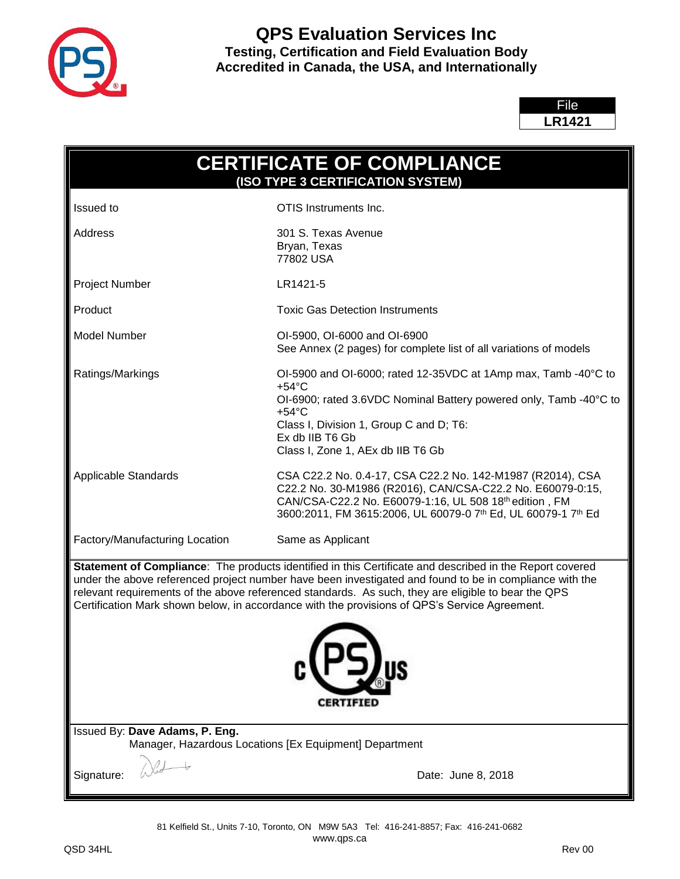# QPS Evaluation Services Inc

**Testing, Certification and Field Evaluation Body**
**Accredited in Canada, the USA, and Internationally**

| File |
| --- |
| **LR1421** |

## CERTIFICATE OF COMPLIANCE

**(ISO TYPE 3 CERTIFICATION SYSTEM)**

| | |
| --- | --- |
| Issued to | OTIS Instruments Inc. |
| Address | 301 S. Texas Avenue<br>Bryan, Texas<br>77802 USA |
| Project Number | LR1421-5 |
| Product | Toxic Gas Detection Instruments |
| Model Number | OI-5900, OI-6000 and OI-6900<br>See Annex (2 pages) for complete list of all variations of models |
| Ratings/Markings | OI-5900 and OI-6000; rated 12-35VDC at 1Amp max, Tamb -40°C to +54°C<br>OI-6900; rated 3.6VDC Nominal Battery powered only, Tamb -40°C to +54°C<br>Class I, Division 1, Group C and D; T6:<br>Ex db IIB T6 Gb<br>Class I, Zone 1, AEx db IIB T6 Gb |
| Applicable Standards | CSA C22.2 No. 0.4-17, CSA C22.2 No. 142-M1987 (R2014), CSA C22.2 No. 30-M1986 (R2016), CAN/CSA-C22.2 No. E60079-0:15, CAN/CSA-C22.2 No. E60079-1:16, UL 508 18th edition , FM 3600:2011, FM 3615:2006, UL 60079-0 7th Ed, UL 60079-1 7th Ed |
| Factory/Manufacturing Location | Same as Applicant |

**Statement of Compliance**: The products identified in this Certificate and described in the Report covered under the above referenced project number have been investigated and found to be in compliance with the relevant requirements of the above referenced standards. As such, they are eligible to bear the QPS Certification Mark shown below, in accordance with the provisions of QPS's Service Agreement.

c PS US CERTIFIED

Issued By: **Dave Adams, P. Eng.**
Manager, Hazardous Locations [Ex Equipment] Department

Signature:

Date: June 8, 2018

81 Kelfield St., Units 7-10, Toronto, ON M9W 5A3 Tel: 416-241-8857; Fax: 416-241-0682
www.qps.ca

QSD 34HL

Rev 00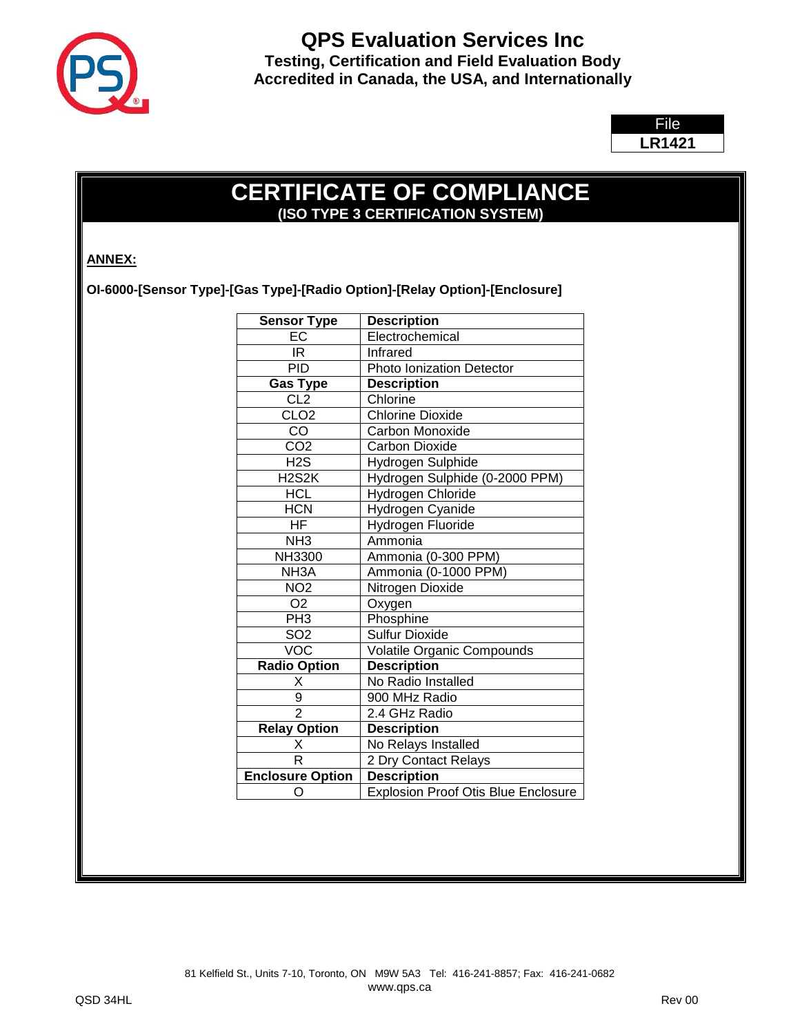# QPS Evaluation Services Inc

**Testing, Certification and Field Evaluation Body**
**Accredited in Canada, the USA, and Internationally**

| File |
|---|
| **LR1421** |

# CERTIFICATE OF COMPLIANCE

**(ISO TYPE 3 CERTIFICATION SYSTEM)**

**ANNEX:**

**OI-6000-[Sensor Type]-[Gas Type]-[Radio Option]-[Relay Option]-[Enclosure]**

| **Sensor Type** | **Description** |
|---|---|
| EC | Electrochemical |
| IR | Infrared |
| PID | Photo Ionization Detector |
| **Gas Type** | **Description** |
| CL2 | Chlorine |
| CLO2 | Chlorine Dioxide |
| CO | Carbon Monoxide |
| CO2 | Carbon Dioxide |
| H2S | Hydrogen Sulphide |
| H2S2K | Hydrogen Sulphide (0-2000 PPM) |
| HCL | Hydrogen Chloride |
| HCN | Hydrogen Cyanide |
| HF | Hydrogen Fluoride |
| NH3 | Ammonia |
| NH3300 | Ammonia (0-300 PPM) |
| NH3A | Ammonia (0-1000 PPM) |
| NO2 | Nitrogen Dioxide |
| O2 | Oxygen |
| PH3 | Phosphine |
| SO2 | Sulfur Dioxide |
| VOC | Volatile Organic Compounds |
| **Radio Option** | **Description** |
| X | No Radio Installed |
| 9 | 900 MHz Radio |
| 2 | 2.4 GHz Radio |
| **Relay Option** | **Description** |
| X | No Relays Installed |
| R | 2 Dry Contact Relays |
| **Enclosure Option** | **Description** |
| O | Explosion Proof Otis Blue Enclosure |

81 Kelfield St., Units 7-10, Toronto, ON M9W 5A3 Tel: 416-241-8857; Fax: 416-241-0682
www.qps.ca

QSD 34HL Rev 00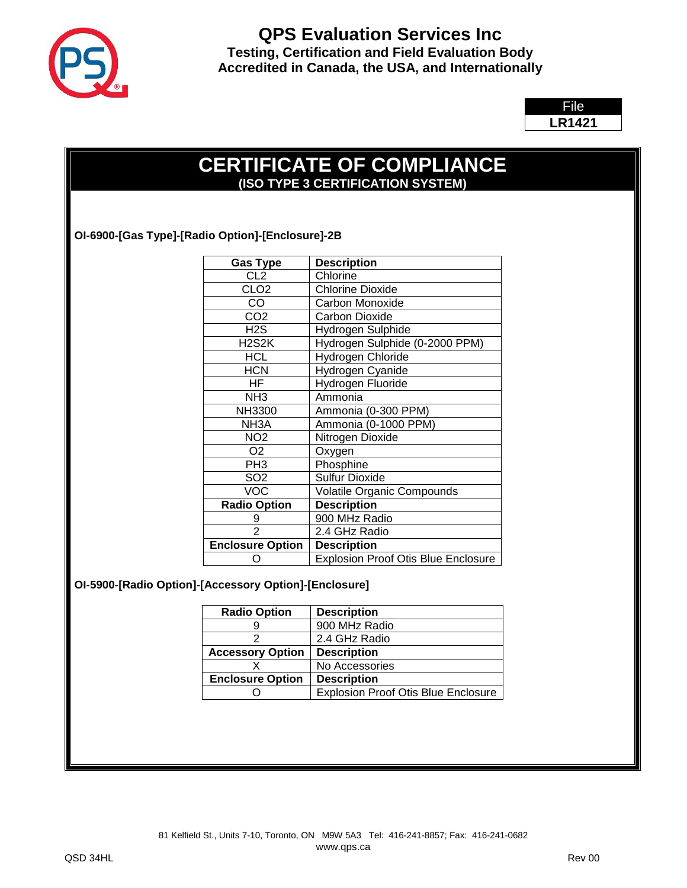# QPS Evaluation Services Inc

**Testing, Certification and Field Evaluation Body**
**Accredited in Canada, the USA, and Internationally**

| File |
|---|
| **LR1421** |

## CERTIFICATE OF COMPLIANCE
**(ISO TYPE 3 CERTIFICATION SYSTEM)**

**OI-6900-[Gas Type]-[Radio Option]-[Enclosure]-2B**

| Gas Type | Description |
|---|---|
| CL2 | Chlorine |
| CLO2 | Chlorine Dioxide |
| CO | Carbon Monoxide |
| CO2 | Carbon Dioxide |
| H2S | Hydrogen Sulphide |
| H2S2K | Hydrogen Sulphide (0-2000 PPM) |
| HCL | Hydrogen Chloride |
| HCN | Hydrogen Cyanide |
| HF | Hydrogen Fluoride |
| NH3 | Ammonia |
| NH3300 | Ammonia (0-300 PPM) |
| NH3A | Ammonia (0-1000 PPM) |
| NO2 | Nitrogen Dioxide |
| O2 | Oxygen |
| PH3 | Phosphine |
| SO2 | Sulfur Dioxide |
| VOC | Volatile Organic Compounds |
| **Radio Option** | **Description** |
| 9 | 900 MHz Radio |
| 2 | 2.4 GHz Radio |
| **Enclosure Option** | **Description** |
| O | Explosion Proof Otis Blue Enclosure |

**OI-5900-[Radio Option]-[Accessory Option]-[Enclosure]**

| Radio Option | Description |
|---|---|
| 9 | 900 MHz Radio |
| 2 | 2.4 GHz Radio |
| **Accessory Option** | **Description** |
| X | No Accessories |
| **Enclosure Option** | **Description** |
| O | Explosion Proof Otis Blue Enclosure |

81 Kelfield St., Units 7-10, Toronto, ON M9W 5A3 Tel: 416-241-8857; Fax: 416-241-0682
www.qps.ca

QSD 34HL Rev 00